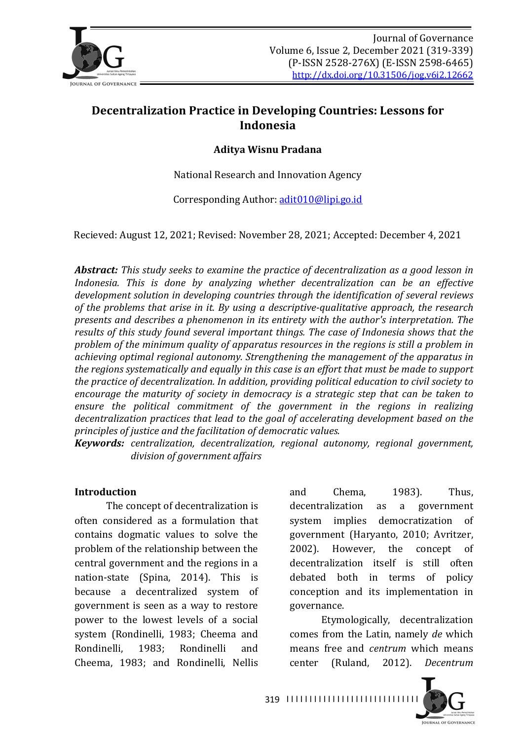# Decentralization Practice in Developing Countries: Lessons for Indonesia

**Aditya Wisnu Pradana**

National Research and Innovation Agency

Corresponding Author: adit010@lipi.go.id

Recieved: August 12, 2021; Revised: November 28, 2021; Accepted: December 4, 2021

***Abstract:*** *This study seeks to examine the practice of decentralization as a good lesson in Indonesia. This is done by analyzing whether decentralization can be an effective development solution in developing countries through the identification of several reviews of the problems that arise in it. By using a descriptive-qualitative approach, the research presents and describes a phenomenon in its entirety with the author's interpretation. The results of this study found several important things. The case of Indonesia shows that the problem of the minimum quality of apparatus resources in the regions is still a problem in achieving optimal regional autonomy. Strengthening the management of the apparatus in the regions systematically and equally in this case is an effort that must be made to support the practice of decentralization. In addition, providing political education to civil society to encourage the maturity of society in democracy is a strategic step that can be taken to ensure the political commitment of the government in the regions in realizing decentralization practices that lead to the goal of accelerating development based on the principles of justice and the facilitation of democratic values.*

***Keywords:*** *centralization, decentralization, regional autonomy, regional government, division of government affairs*

## Introduction

The concept of decentralization is often considered as a formulation that contains dogmatic values to solve the problem of the relationship between the central government and the regions in a nation-state (Spina, 2014). This is because a decentralized system of government is seen as a way to restore power to the lowest levels of a social system (Rondinelli, 1983; Cheema and Rondinelli, 1983; Rondinelli and Cheema, 1983; and Rondinelli, Nellis and Chema, 1983). Thus, decentralization as a government system implies democratization of government (Haryanto, 2010; Avritzer, 2002). However, the concept of decentralization itself is still often debated both in terms of policy conception and its implementation in governance.

Etymologically, decentralization comes from the Latin, namely *de* which means free and *centrum* which means center (Ruland, 2012). *Decentrum*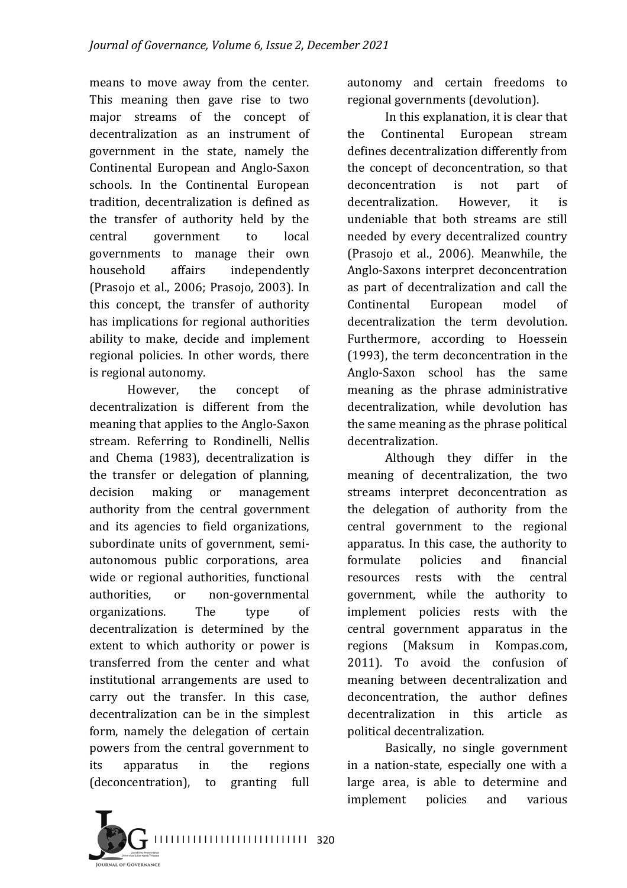means to move away from the center. This meaning then gave rise to two major streams of the concept of decentralization as an instrument of government in the state, namely the Continental European and Anglo-Saxon schools. In the Continental European tradition, decentralization is defined as the transfer of authority held by the central government to local governments to manage their own household affairs independently (Prasojo et al., 2006; Prasojo, 2003). In this concept, the transfer of authority has implications for regional authorities ability to make, decide and implement regional policies. In other words, there is regional autonomy.

However, the concept of decentralization is different from the meaning that applies to the Anglo-Saxon stream. Referring to Rondinelli, Nellis and Chema (1983), decentralization is the transfer or delegation of planning, decision making or management authority from the central government and its agencies to field organizations, subordinate units of government, semi-autonomous public corporations, area wide or regional authorities, functional authorities, or non-governmental organizations. The type of decentralization is determined by the extent to which authority or power is transferred from the center and what institutional arrangements are used to carry out the transfer. In this case, decentralization can be in the simplest form, namely the delegation of certain powers from the central government to its apparatus in the regions (deconcentration), to granting full autonomy and certain freedoms to regional governments (devolution).

In this explanation, it is clear that the Continental European stream defines decentralization differently from the concept of deconcentration, so that deconcentration is not part of decentralization. However, it is undeniable that both streams are still needed by every decentralized country (Prasojo et al., 2006). Meanwhile, the Anglo-Saxons interpret deconcentration as part of decentralization and call the Continental European model of decentralization the term devolution. Furthermore, according to Hoessein (1993), the term deconcentration in the Anglo-Saxon school has the same meaning as the phrase administrative decentralization, while devolution has the same meaning as the phrase political decentralization.

Although they differ in the meaning of decentralization, the two streams interpret deconcentration as the delegation of authority from the central government to the regional apparatus. In this case, the authority to formulate policies and financial resources rests with the central government, while the authority to implement policies rests with the central government apparatus in the regions (Maksum in Kompas.com, 2011). To avoid the confusion of meaning between decentralization and deconcentration, the author defines decentralization in this article as political decentralization.

Basically, no single government in a nation-state, especially one with a large area, is able to determine and implement policies and various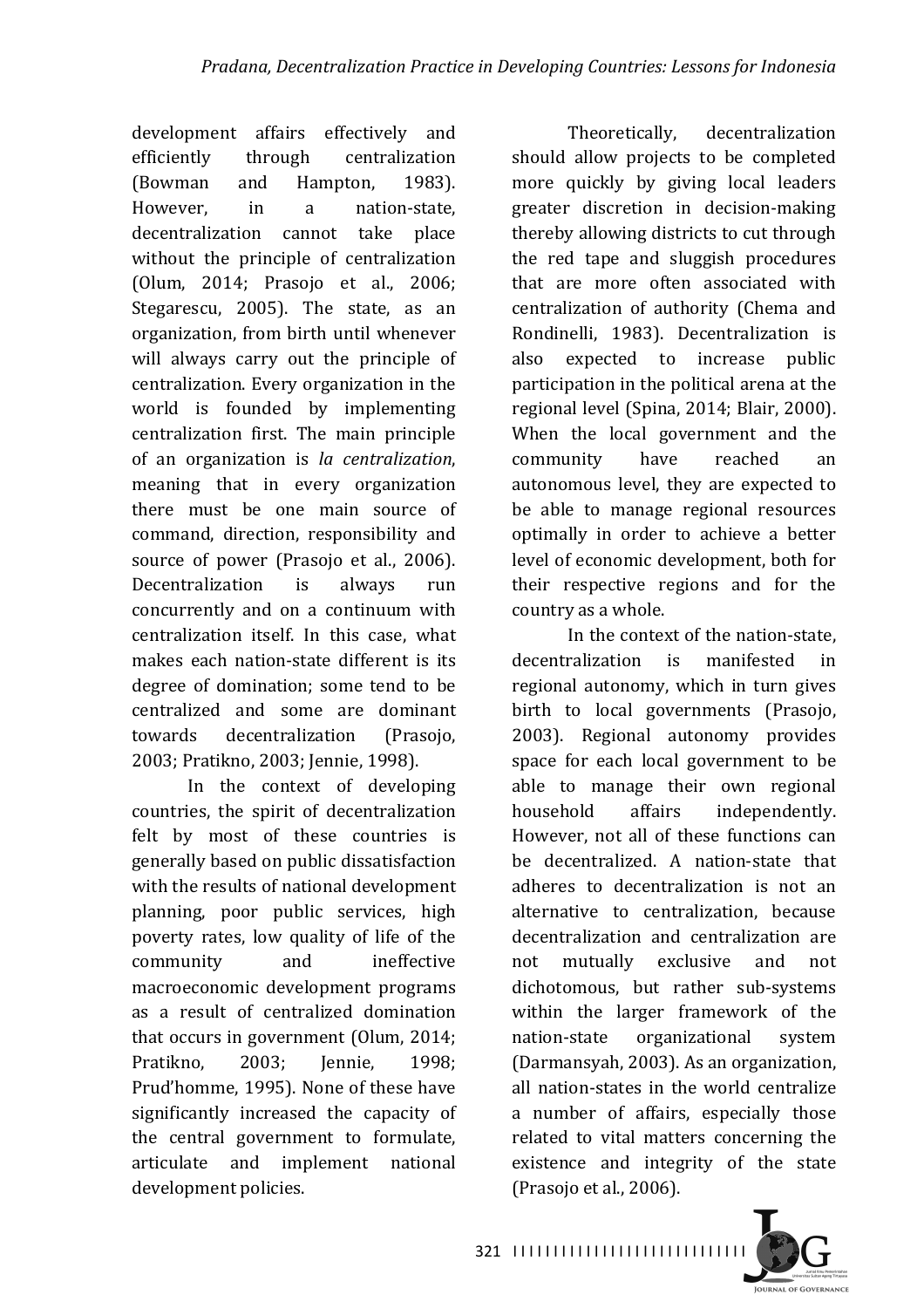development affairs effectively and efficiently through centralization (Bowman and Hampton, 1983). However, in a nation-state, decentralization cannot take place without the principle of centralization (Olum, 2014; Prasojo et al., 2006; Stegarescu, 2005). The state, as an organization, from birth until whenever will always carry out the principle of centralization. Every organization in the world is founded by implementing centralization first. The main principle of an organization is *la centralization*, meaning that in every organization there must be one main source of command, direction, responsibility and source of power (Prasojo et al., 2006). Decentralization is always run concurrently and on a continuum with centralization itself. In this case, what makes each nation-state different is its degree of domination; some tend to be centralized and some are dominant towards decentralization (Prasojo, 2003; Pratikno, 2003; Jennie, 1998).

In the context of developing countries, the spirit of decentralization felt by most of these countries is generally based on public dissatisfaction with the results of national development planning, poor public services, high poverty rates, low quality of life of the community and ineffective macroeconomic development programs as a result of centralized domination that occurs in government (Olum, 2014; Pratikno, 2003; Jennie, 1998; Prud'homme, 1995). None of these have significantly increased the capacity of the central government to formulate, articulate and implement national development policies.

Theoretically, decentralization should allow projects to be completed more quickly by giving local leaders greater discretion in decision-making thereby allowing districts to cut through the red tape and sluggish procedures that are more often associated with centralization of authority (Chema and Rondinelli, 1983). Decentralization is also expected to increase public participation in the political arena at the regional level (Spina, 2014; Blair, 2000). When the local government and the community have reached an autonomous level, they are expected to be able to manage regional resources optimally in order to achieve a better level of economic development, both for their respective regions and for the country as a whole.

In the context of the nation-state, decentralization is manifested in regional autonomy, which in turn gives birth to local governments (Prasojo, 2003). Regional autonomy provides space for each local government to be able to manage their own regional household affairs independently. However, not all of these functions can be decentralized. A nation-state that adheres to decentralization is not an alternative to centralization, because decentralization and centralization are not mutually exclusive and not dichotomous, but rather sub-systems within the larger framework of the nation-state organizational system (Darmansyah, 2003). As an organization, all nation-states in the world centralize a number of affairs, especially those related to vital matters concerning the existence and integrity of the state (Prasojo et al., 2006).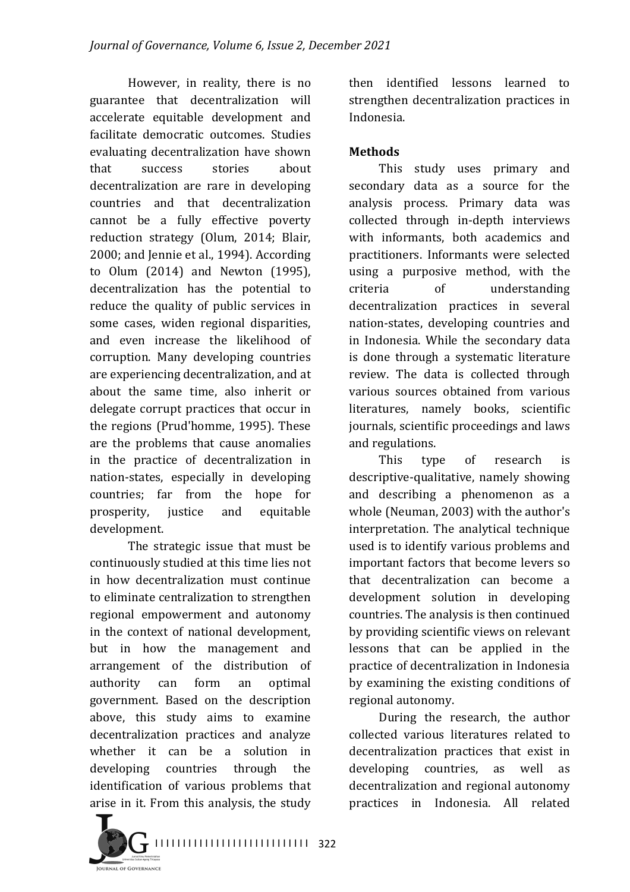However, in reality, there is no guarantee that decentralization will accelerate equitable development and facilitate democratic outcomes. Studies evaluating decentralization have shown that success stories about decentralization are rare in developing countries and that decentralization cannot be a fully effective poverty reduction strategy (Olum, 2014; Blair, 2000; and Jennie et al., 1994). According to Olum (2014) and Newton (1995), decentralization has the potential to reduce the quality of public services in some cases, widen regional disparities, and even increase the likelihood of corruption. Many developing countries are experiencing decentralization, and at about the same time, also inherit or delegate corrupt practices that occur in the regions (Prud'homme, 1995). These are the problems that cause anomalies in the practice of decentralization in nation-states, especially in developing countries; far from the hope for prosperity, justice and equitable development.

The strategic issue that must be continuously studied at this time lies not in how decentralization must continue to eliminate centralization to strengthen regional empowerment and autonomy in the context of national development, but in how the management and arrangement of the distribution of authority can form an optimal government. Based on the description above, this study aims to examine decentralization practices and analyze whether it can be a solution in developing countries through the identification of various problems that arise in it. From this analysis, the study then identified lessons learned to strengthen decentralization practices in Indonesia.

**Methods**

This study uses primary and secondary data as a source for the analysis process. Primary data was collected through in-depth interviews with informants, both academics and practitioners. Informants were selected using a purposive method, with the criteria of understanding decentralization practices in several nation-states, developing countries and in Indonesia. While the secondary data is done through a systematic literature review. The data is collected through various sources obtained from various literatures, namely books, scientific journals, scientific proceedings and laws and regulations.

This type of research is descriptive-qualitative, namely showing and describing a phenomenon as a whole (Neuman, 2003) with the author's interpretation. The analytical technique used is to identify various problems and important factors that become levers so that decentralization can become a development solution in developing countries. The analysis is then continued by providing scientific views on relevant lessons that can be applied in the practice of decentralization in Indonesia by examining the existing conditions of regional autonomy.

During the research, the author collected various literatures related to decentralization practices that exist in developing countries, as well as decentralization and regional autonomy practices in Indonesia. All related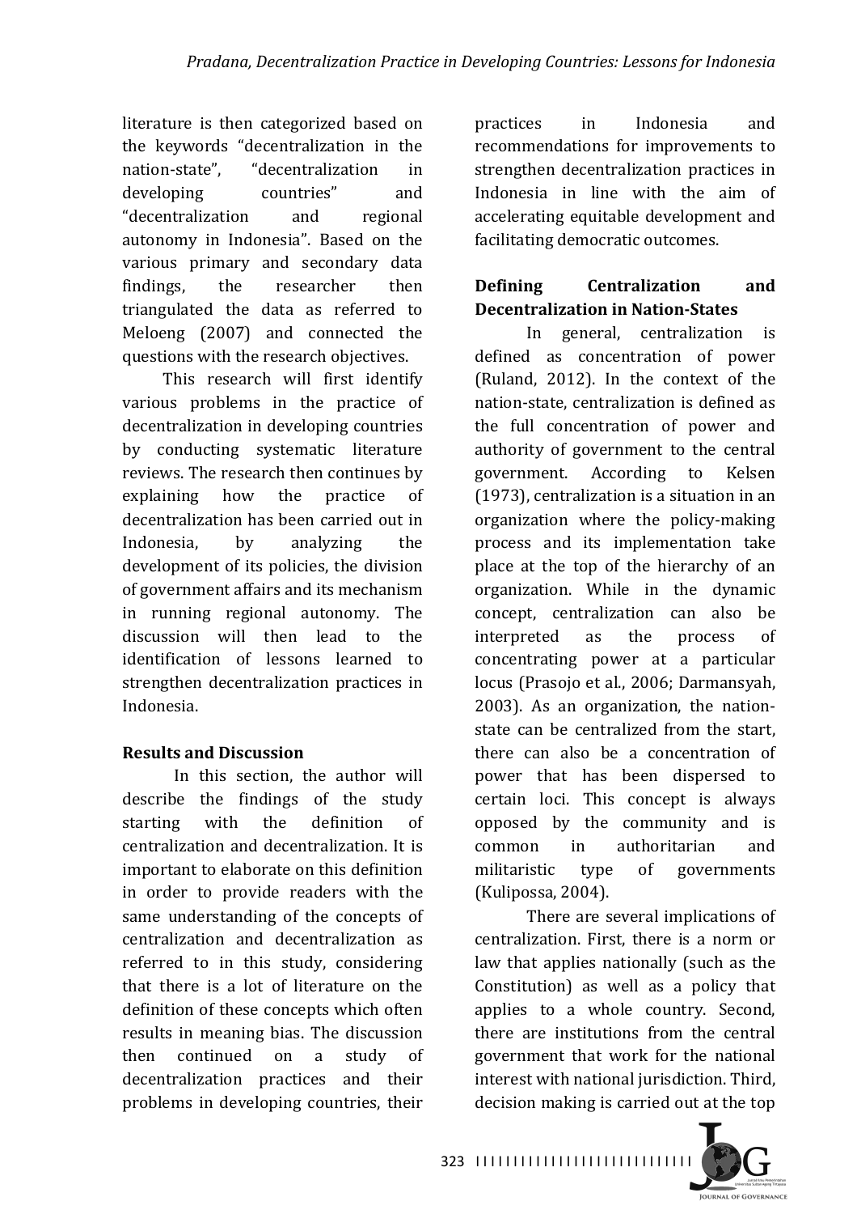literature is then categorized based on the keywords "decentralization in the nation-state", "decentralization in developing countries" and "decentralization and regional autonomy in Indonesia". Based on the various primary and secondary data findings, the researcher then triangulated the data as referred to Meloeng (2007) and connected the questions with the research objectives.

This research will first identify various problems in the practice of decentralization in developing countries by conducting systematic literature reviews. The research then continues by explaining how the practice of decentralization has been carried out in Indonesia, by analyzing the development of its policies, the division of government affairs and its mechanism in running regional autonomy. The discussion will then lead to the identification of lessons learned to strengthen decentralization practices in Indonesia.

## Results and Discussion

In this section, the author will describe the findings of the study starting with the definition of centralization and decentralization. It is important to elaborate on this definition in order to provide readers with the same understanding of the concepts of centralization and decentralization as referred to in this study, considering that there is a lot of literature on the definition of these concepts which often results in meaning bias. The discussion then continued on a study of decentralization practices and their problems in developing countries, their practices in Indonesia and recommendations for improvements to strengthen decentralization practices in Indonesia in line with the aim of accelerating equitable development and facilitating democratic outcomes.

### Defining Centralization and Decentralization in Nation-States

In general, centralization is defined as concentration of power (Ruland, 2012). In the context of the nation-state, centralization is defined as the full concentration of power and authority of government to the central government. According to Kelsen (1973), centralization is a situation in an organization where the policy-making process and its implementation take place at the top of the hierarchy of an organization. While in the dynamic concept, centralization can also be interpreted as the process of concentrating power at a particular locus (Prasojo et al., 2006; Darmansyah, 2003). As an organization, the nation-state can be centralized from the start, there can also be a concentration of power that has been dispersed to certain loci. This concept is always opposed by the community and is common in authoritarian and militaristic type of governments (Kulipossa, 2004).

There are several implications of centralization. First, there is a norm or law that applies nationally (such as the Constitution) as well as a policy that applies to a whole country. Second, there are institutions from the central government that work for the national interest with national jurisdiction. Third, decision making is carried out at the top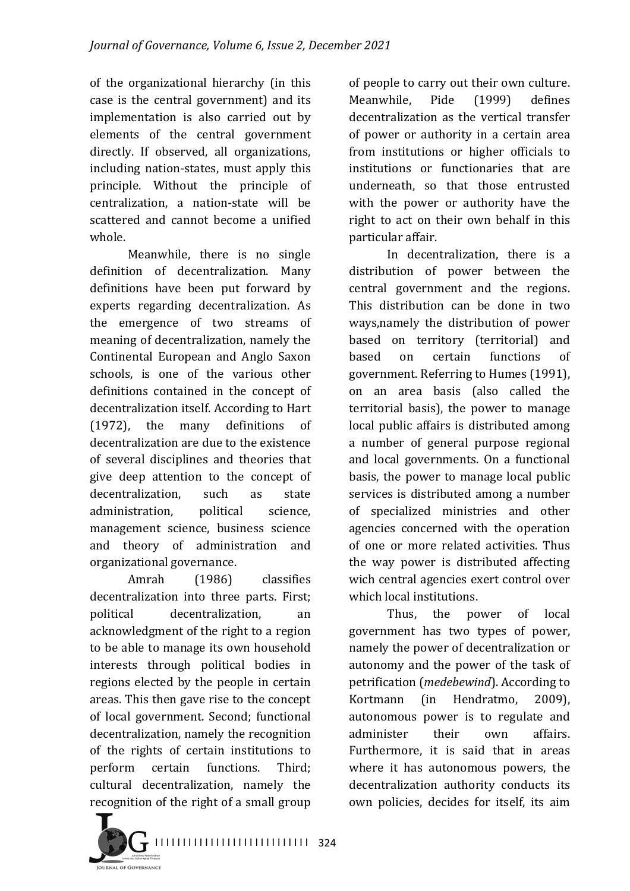of the organizational hierarchy (in this case is the central government) and its implementation is also carried out by elements of the central government directly. If observed, all organizations, including nation-states, must apply this principle. Without the principle of centralization, a nation-state will be scattered and cannot become a unified whole.

Meanwhile, there is no single definition of decentralization. Many definitions have been put forward by experts regarding decentralization. As the emergence of two streams of meaning of decentralization, namely the Continental European and Anglo Saxon schools, is one of the various other definitions contained in the concept of decentralization itself. According to Hart (1972), the many definitions of decentralization are due to the existence of several disciplines and theories that give deep attention to the concept of decentralization, such as state administration, political science, management science, business science and theory of administration and organizational governance.

Amrah (1986) classifies decentralization into three parts. First; political decentralization, an acknowledgment of the right to a region to be able to manage its own household interests through political bodies in regions elected by the people in certain areas. This then gave rise to the concept of local government. Second; functional decentralization, namely the recognition of the rights of certain institutions to perform certain functions. Third; cultural decentralization, namely the recognition of the right of a small group of people to carry out their own culture. Meanwhile, Pide (1999) defines decentralization as the vertical transfer of power or authority in a certain area from institutions or higher officials to institutions or functionaries that are underneath, so that those entrusted with the power or authority have the right to act on their own behalf in this particular affair.

In decentralization, there is a distribution of power between the central government and the regions. This distribution can be done in two ways,namely the distribution of power based on territory (territorial) and based on certain functions of government. Referring to Humes (1991), on an area basis (also called the territorial basis), the power to manage local public affairs is distributed among a number of general purpose regional and local governments. On a functional basis, the power to manage local public services is distributed among a number of specialized ministries and other agencies concerned with the operation of one or more related activities. Thus the way power is distributed affecting wich central agencies exert control over which local institutions.

Thus, the power of local government has two types of power, namely the power of decentralization or autonomy and the power of the task of petrification (*medebewind*). According to Kortmann (in Hendratmo, 2009), autonomous power is to regulate and administer their own affairs. Furthermore, it is said that in areas where it has autonomous powers, the decentralization authority conducts its own policies, decides for itself, its aim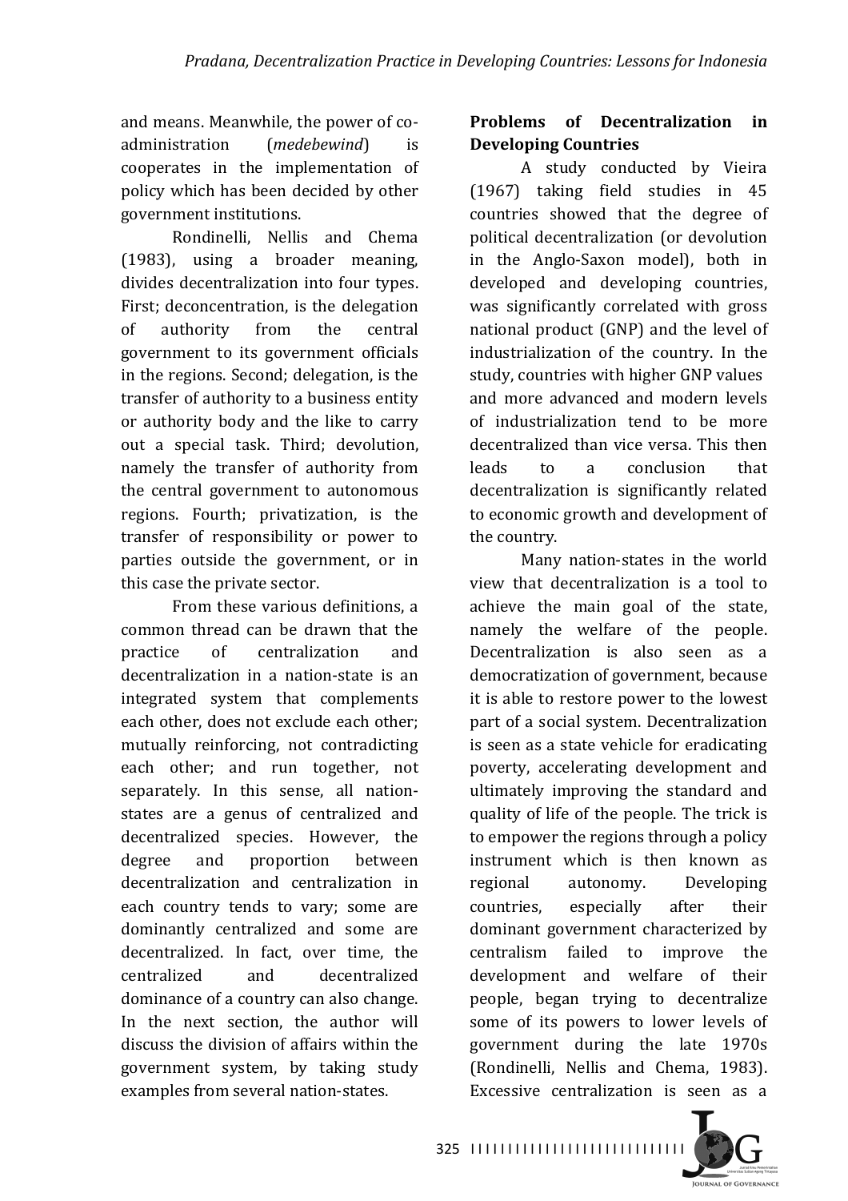and means. Meanwhile, the power of co-administration (*medebewind*) is cooperates in the implementation of policy which has been decided by other government institutions.

Rondinelli, Nellis and Chema (1983), using a broader meaning, divides decentralization into four types. First; deconcentration, is the delegation of authority from the central government to its government officials in the regions. Second; delegation, is the transfer of authority to a business entity or authority body and the like to carry out a special task. Third; devolution, namely the transfer of authority from the central government to autonomous regions. Fourth; privatization, is the transfer of responsibility or power to parties outside the government, or in this case the private sector.

From these various definitions, a common thread can be drawn that the practice of centralization and decentralization in a nation-state is an integrated system that complements each other, does not exclude each other; mutually reinforcing, not contradicting each other; and run together, not separately. In this sense, all nation-states are a genus of centralized and decentralized species. However, the degree and proportion between decentralization and centralization in each country tends to vary; some are dominantly centralized and some are decentralized. In fact, over time, the centralized and decentralized dominance of a country can also change. In the next section, the author will discuss the division of affairs within the government system, by taking study examples from several nation-states.

## Problems of Decentralization in Developing Countries

A study conducted by Vieira (1967) taking field studies in 45 countries showed that the degree of political decentralization (or devolution in the Anglo-Saxon model), both in developed and developing countries, was significantly correlated with gross national product (GNP) and the level of industrialization of the country. In the study, countries with higher GNP values and more advanced and modern levels of industrialization tend to be more decentralized than vice versa. This then leads to a conclusion that decentralization is significantly related to economic growth and development of the country.

Many nation-states in the world view that decentralization is a tool to achieve the main goal of the state, namely the welfare of the people. Decentralization is also seen as a democratization of government, because it is able to restore power to the lowest part of a social system. Decentralization is seen as a state vehicle for eradicating poverty, accelerating development and ultimately improving the standard and quality of life of the people. The trick is to empower the regions through a policy instrument which is then known as regional autonomy. Developing countries, especially after their dominant government characterized by centralism failed to improve the development and welfare of their people, began trying to decentralize some of its powers to lower levels of government during the late 1970s (Rondinelli, Nellis and Chema, 1983). Excessive centralization is seen as a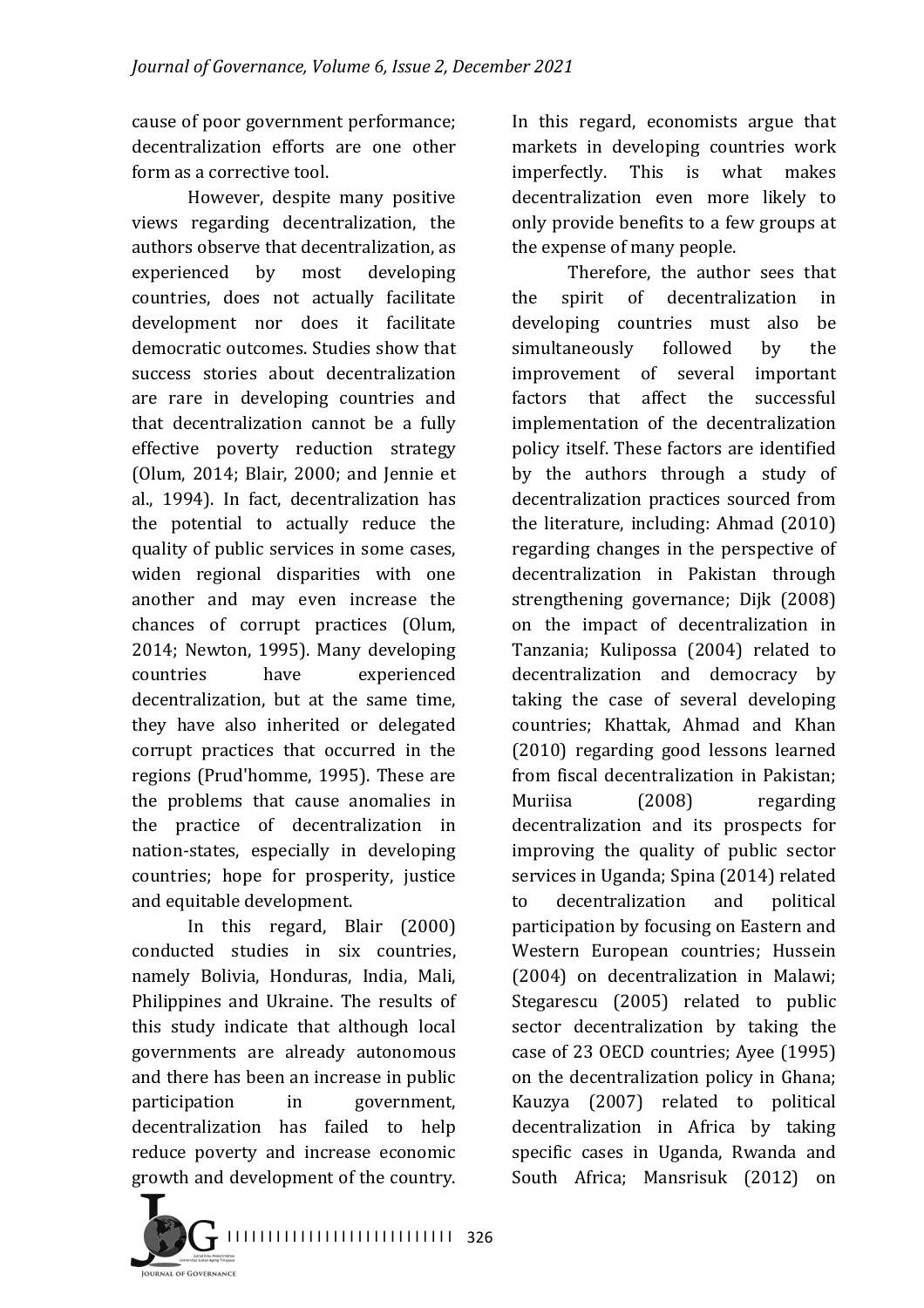cause of poor government performance; decentralization efforts are one other form as a corrective tool.

However, despite many positive views regarding decentralization, the authors observe that decentralization, as experienced by most developing countries, does not actually facilitate development nor does it facilitate democratic outcomes. Studies show that success stories about decentralization are rare in developing countries and that decentralization cannot be a fully effective poverty reduction strategy (Olum, 2014; Blair, 2000; and Jennie et al., 1994). In fact, decentralization has the potential to actually reduce the quality of public services in some cases, widen regional disparities with one another and may even increase the chances of corrupt practices (Olum, 2014; Newton, 1995). Many developing countries have experienced decentralization, but at the same time, they have also inherited or delegated corrupt practices that occurred in the regions (Prud'homme, 1995). These are the problems that cause anomalies in the practice of decentralization in nation-states, especially in developing countries; hope for prosperity, justice and equitable development.

In this regard, Blair (2000) conducted studies in six countries, namely Bolivia, Honduras, India, Mali, Philippines and Ukraine. The results of this study indicate that although local governments are already autonomous and there has been an increase in public participation in government, decentralization has failed to help reduce poverty and increase economic growth and development of the country. In this regard, economists argue that markets in developing countries work imperfectly. This is what makes decentralization even more likely to only provide benefits to a few groups at the expense of many people.

Therefore, the author sees that the spirit of decentralization in developing countries must also be simultaneously followed by the improvement of several important factors that affect the successful implementation of the decentralization policy itself. These factors are identified by the authors through a study of decentralization practices sourced from the literature, including: Ahmad (2010) regarding changes in the perspective of decentralization in Pakistan through strengthening governance; Dijk (2008) on the impact of decentralization in Tanzania; Kulipossa (2004) related to decentralization and democracy by taking the case of several developing countries; Khattak, Ahmad and Khan (2010) regarding good lessons learned from fiscal decentralization in Pakistan; Muriisa (2008) regarding decentralization and its prospects for improving the quality of public sector services in Uganda; Spina (2014) related to decentralization and political participation by focusing on Eastern and Western European countries; Hussein (2004) on decentralization in Malawi; Stegarescu (2005) related to public sector decentralization by taking the case of 23 OECD countries; Ayee (1995) on the decentralization policy in Ghana; Kauzya (2007) related to political decentralization in Africa by taking specific cases in Uganda, Rwanda and South Africa; Mansrisuk (2012) on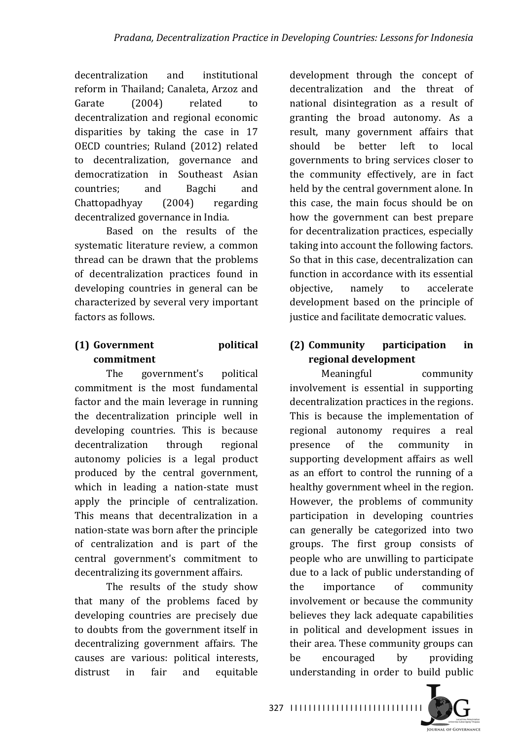decentralization and institutional reform in Thailand; Canaleta, Arzoz and Garate (2004) related to decentralization and regional economic disparities by taking the case in 17 OECD countries; Ruland (2012) related to decentralization, governance and democratization in Southeast Asian countries; and Bagchi and Chattopadhyay (2004) regarding decentralized governance in India.

Based on the results of the systematic literature review, a common thread can be drawn that the problems of decentralization practices found in developing countries in general can be characterized by several very important factors as follows.

**(1) Government political commitment**

The government's political commitment is the most fundamental factor and the main leverage in running the decentralization principle well in developing countries. This is because decentralization through regional autonomy policies is a legal product produced by the central government, which in leading a nation-state must apply the principle of centralization. This means that decentralization in a nation-state was born after the principle of centralization and is part of the central government's commitment to decentralizing its government affairs.

The results of the study show that many of the problems faced by developing countries are precisely due to doubts from the government itself in decentralizing government affairs. The causes are various: political interests, distrust in fair and equitable development through the concept of decentralization and the threat of national disintegration as a result of granting the broad autonomy. As a result, many government affairs that should be better left to local governments to bring services closer to the community effectively, are in fact held by the central government alone. In this case, the main focus should be on how the government can best prepare for decentralization practices, especially taking into account the following factors. So that in this case, decentralization can function in accordance with its essential objective, namely to accelerate development based on the principle of justice and facilitate democratic values.

**(2) Community participation in regional development**

Meaningful community involvement is essential in supporting decentralization practices in the regions. This is because the implementation of regional autonomy requires a real presence of the community in supporting development affairs as well as an effort to control the running of a healthy government wheel in the region. However, the problems of community participation in developing countries can generally be categorized into two groups. The first group consists of people who are unwilling to participate due to a lack of public understanding of the importance of community involvement or because the community believes they lack adequate capabilities in political and development issues in their area. These community groups can be encouraged by providing understanding in order to build public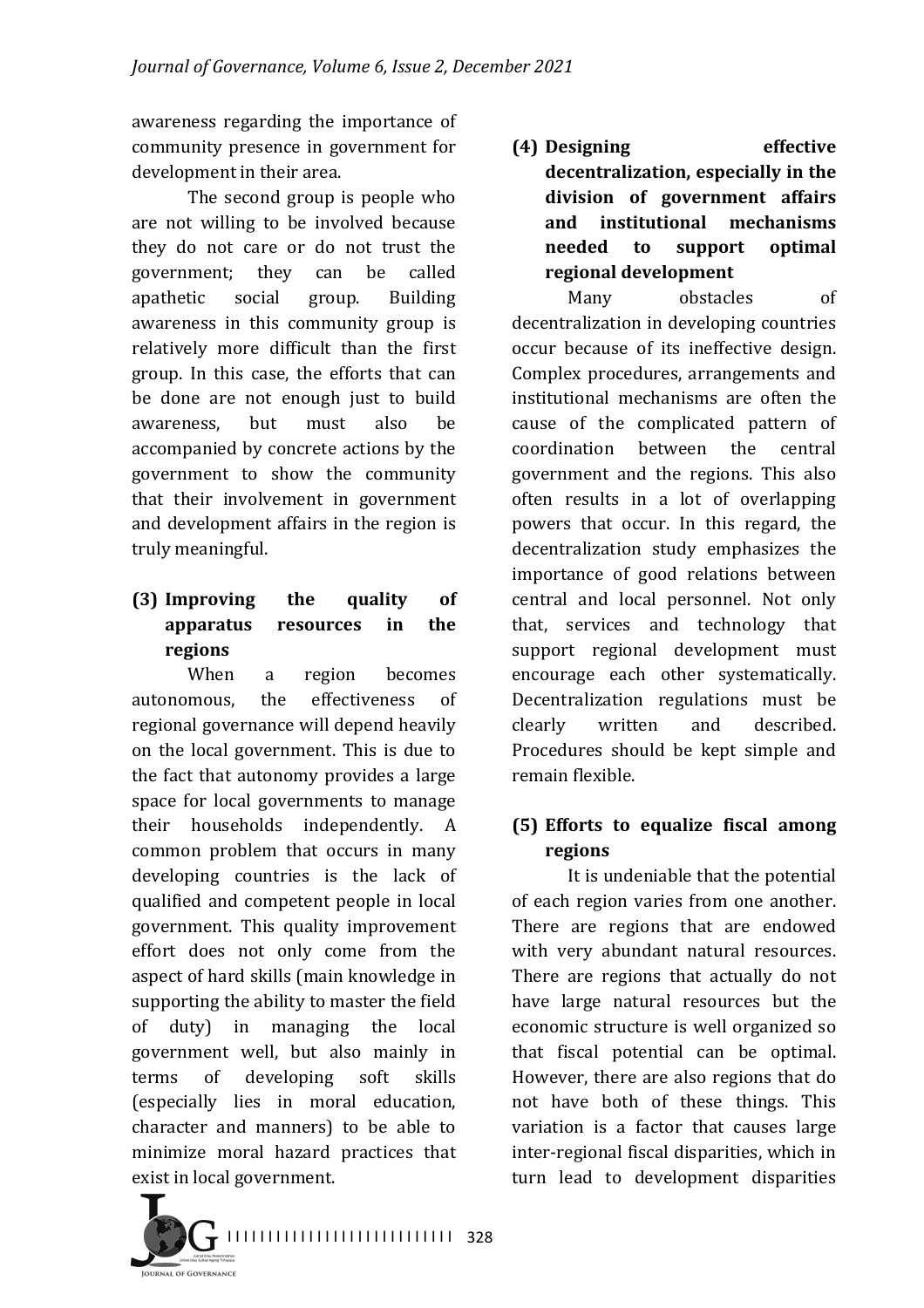awareness regarding the importance of community presence in government for development in their area.

The second group is people who are not willing to be involved because they do not care or do not trust the government; they can be called apathetic social group. Building awareness in this community group is relatively more difficult than the first group. In this case, the efforts that can be done are not enough just to build awareness, but must also be accompanied by concrete actions by the government to show the community that their involvement in government and development affairs in the region is truly meaningful.

**(3) Improving the quality of apparatus resources in the regions**

When a region becomes autonomous, the effectiveness of regional governance will depend heavily on the local government. This is due to the fact that autonomy provides a large space for local governments to manage their households independently. A common problem that occurs in many developing countries is the lack of qualified and competent people in local government. This quality improvement effort does not only come from the aspect of hard skills (main knowledge in supporting the ability to master the field of duty) in managing the local government well, but also mainly in terms of developing soft skills (especially lies in moral education, character and manners) to be able to minimize moral hazard practices that exist in local government.

**(4) Designing effective decentralization, especially in the division of government affairs and institutional mechanisms needed to support optimal regional development**

Many obstacles of decentralization in developing countries occur because of its ineffective design. Complex procedures, arrangements and institutional mechanisms are often the cause of the complicated pattern of coordination between the central government and the regions. This also often results in a lot of overlapping powers that occur. In this regard, the decentralization study emphasizes the importance of good relations between central and local personnel. Not only that, services and technology that support regional development must encourage each other systematically. Decentralization regulations must be clearly written and described. Procedures should be kept simple and remain flexible.

**(5) Efforts to equalize fiscal among regions**

It is undeniable that the potential of each region varies from one another. There are regions that are endowed with very abundant natural resources. There are regions that actually do not have large natural resources but the economic structure is well organized so that fiscal potential can be optimal. However, there are also regions that do not have both of these things. This variation is a factor that causes large inter-regional fiscal disparities, which in turn lead to development disparities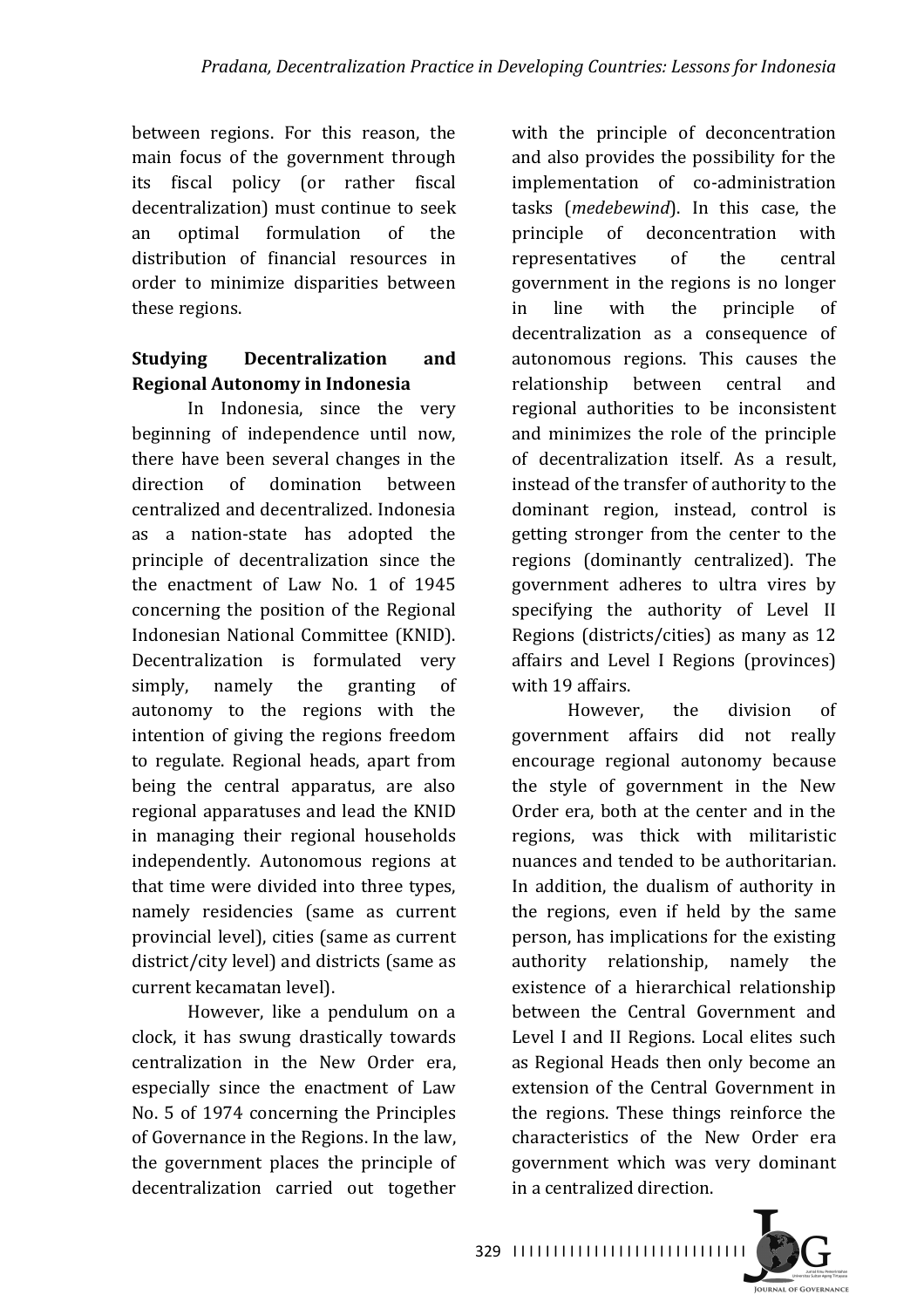between regions. For this reason, the main focus of the government through its fiscal policy (or rather fiscal decentralization) must continue to seek an optimal formulation of the distribution of financial resources in order to minimize disparities between these regions.

## Studying Decentralization and Regional Autonomy in Indonesia

In Indonesia, since the very beginning of independence until now, there have been several changes in the direction of domination between centralized and decentralized. Indonesia as a nation-state has adopted the principle of decentralization since the the enactment of Law No. 1 of 1945 concerning the position of the Regional Indonesian National Committee (KNID). Decentralization is formulated very simply, namely the granting of autonomy to the regions with the intention of giving the regions freedom to regulate. Regional heads, apart from being the central apparatus, are also regional apparatuses and lead the KNID in managing their regional households independently. Autonomous regions at that time were divided into three types, namely residencies (same as current provincial level), cities (same as current district/city level) and districts (same as current kecamatan level).

However, like a pendulum on a clock, it has swung drastically towards centralization in the New Order era, especially since the enactment of Law No. 5 of 1974 concerning the Principles of Governance in the Regions. In the law, the government places the principle of decentralization carried out together with the principle of deconcentration and also provides the possibility for the implementation of co-administration tasks (*medebewind*). In this case, the principle of deconcentration with representatives of the central government in the regions is no longer in line with the principle of decentralization as a consequence of autonomous regions. This causes the relationship between central and regional authorities to be inconsistent and minimizes the role of the principle of decentralization itself. As a result, instead of the transfer of authority to the dominant region, instead, control is getting stronger from the center to the regions (dominantly centralized). The government adheres to ultra vires by specifying the authority of Level II Regions (districts/cities) as many as 12 affairs and Level I Regions (provinces) with 19 affairs.

However, the division of government affairs did not really encourage regional autonomy because the style of government in the New Order era, both at the center and in the regions, was thick with militaristic nuances and tended to be authoritarian. In addition, the dualism of authority in the regions, even if held by the same person, has implications for the existing authority relationship, namely the existence of a hierarchical relationship between the Central Government and Level I and II Regions. Local elites such as Regional Heads then only become an extension of the Central Government in the regions. These things reinforce the characteristics of the New Order era government which was very dominant in a centralized direction.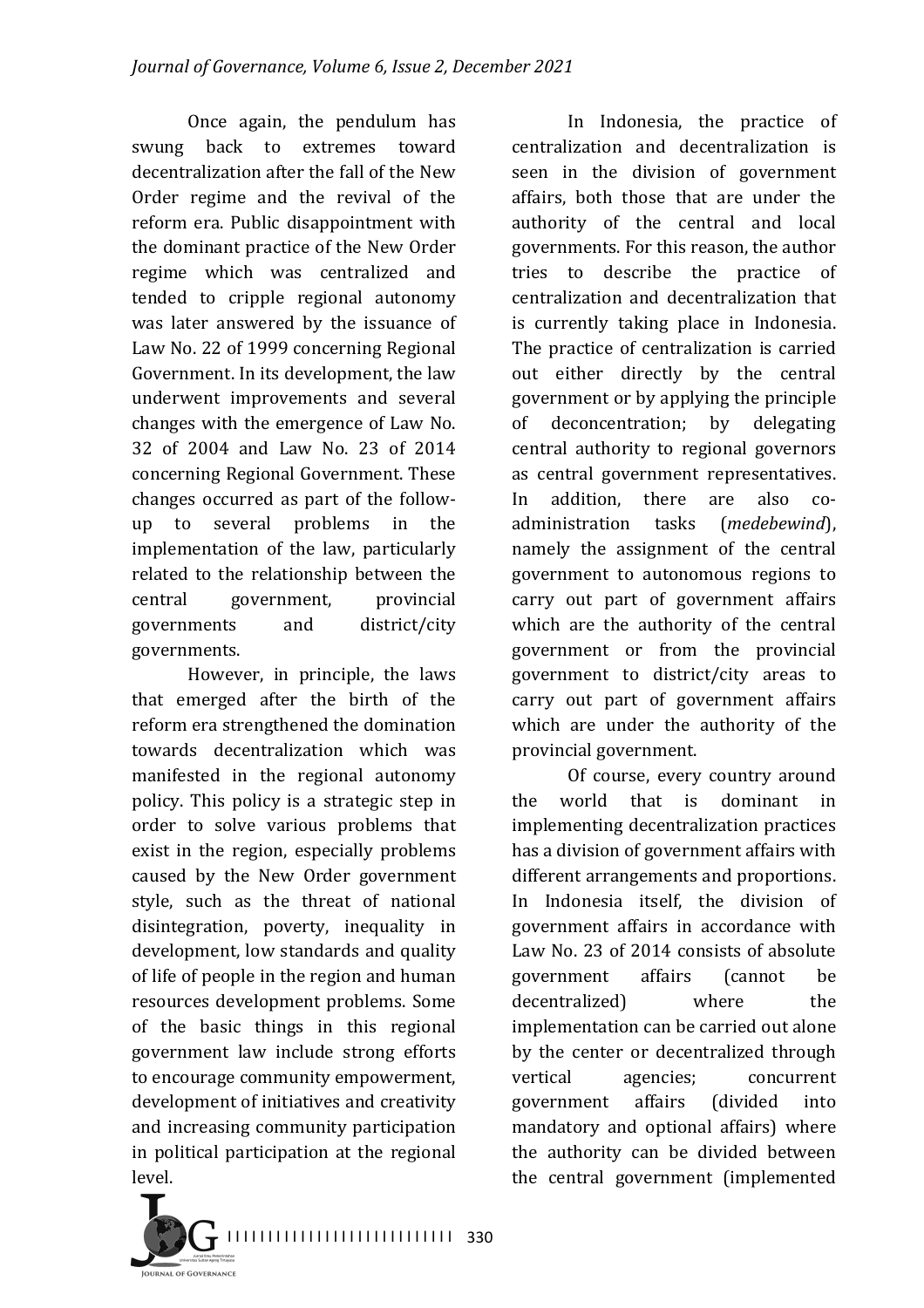Once again, the pendulum has swung back to extremes toward decentralization after the fall of the New Order regime and the revival of the reform era. Public disappointment with the dominant practice of the New Order regime which was centralized and tended to cripple regional autonomy was later answered by the issuance of Law No. 22 of 1999 concerning Regional Government. In its development, the law underwent improvements and several changes with the emergence of Law No. 32 of 2004 and Law No. 23 of 2014 concerning Regional Government. These changes occurred as part of the follow-up to several problems in the implementation of the law, particularly related to the relationship between the central government, provincial governments and district/city governments.

However, in principle, the laws that emerged after the birth of the reform era strengthened the domination towards decentralization which was manifested in the regional autonomy policy. This policy is a strategic step in order to solve various problems that exist in the region, especially problems caused by the New Order government style, such as the threat of national disintegration, poverty, inequality in development, low standards and quality of life of people in the region and human resources development problems. Some of the basic things in this regional government law include strong efforts to encourage community empowerment, development of initiatives and creativity and increasing community participation in political participation at the regional level.

In Indonesia, the practice of centralization and decentralization is seen in the division of government affairs, both those that are under the authority of the central and local governments. For this reason, the author tries to describe the practice of centralization and decentralization that is currently taking place in Indonesia. The practice of centralization is carried out either directly by the central government or by applying the principle of deconcentration; by delegating central authority to regional governors as central government representatives. In addition, there are also co-administration tasks (*medebewind*), namely the assignment of the central government to autonomous regions to carry out part of government affairs which are the authority of the central government or from the provincial government to district/city areas to carry out part of government affairs which are under the authority of the provincial government.

Of course, every country around the world that is dominant in implementing decentralization practices has a division of government affairs with different arrangements and proportions. In Indonesia itself, the division of government affairs in accordance with Law No. 23 of 2014 consists of absolute government affairs (cannot be decentralized) where the implementation can be carried out alone by the center or decentralized through vertical agencies; concurrent government affairs (divided into mandatory and optional affairs) where the authority can be divided between the central government (implemented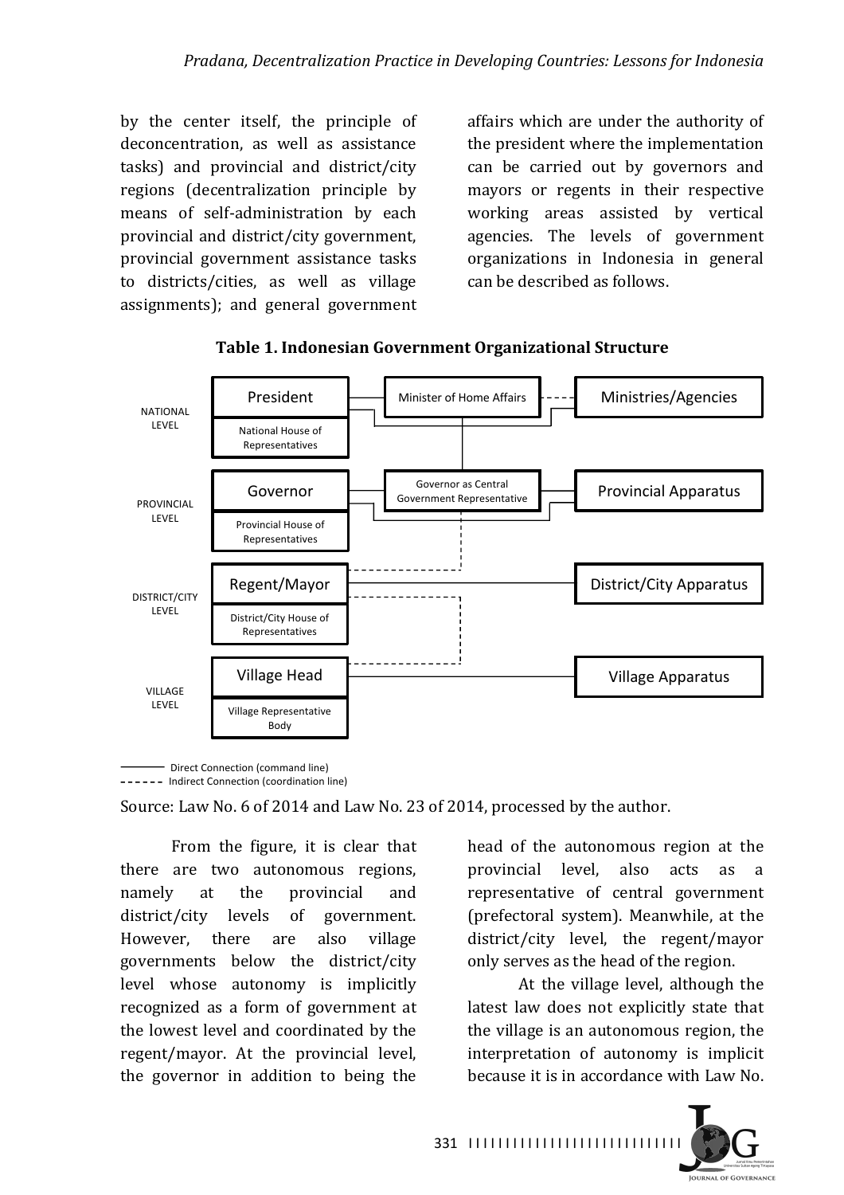by the center itself, the principle of deconcentration, as well as assistance tasks) and provincial and district/city regions (decentralization principle by means of self-administration by each provincial and district/city government, provincial government assistance tasks to districts/cities, as well as village assignments); and general government affairs which are under the authority of the president where the implementation can be carried out by governors and mayors or regents in their respective working areas assisted by vertical agencies. The levels of government organizations in Indonesia in general can be described as follows.

**Table 1. Indonesian Government Organizational Structure**

| Level | Head / Representative Body | Coordinating Element | Apparatus |
|---|---|---|---|
| NATIONAL LEVEL | President / National House of Representatives | Minister of Home Affairs | Ministries/Agencies |
| PROVINCIAL LEVEL | Governor / Provincial House of Representatives | Governor as Central Government Representative | Provincial Apparatus |
| DISTRICT/CITY LEVEL | Regent/Mayor / District/City House of Representatives | | District/City Apparatus |
| VILLAGE LEVEL | Village Head / Village Representative Body | | Village Apparatus |

——— Direct Connection (command line)
- - - - - - Indirect Connection (coordination line)

Source: Law No. 6 of 2014 and Law No. 23 of 2014, processed by the author.

From the figure, it is clear that there are two autonomous regions, namely at the provincial and district/city levels of government. However, there are also village governments below the district/city level whose autonomy is implicitly recognized as a form of government at the lowest level and coordinated by the regent/mayor. At the provincial level, the governor in addition to being the head of the autonomous region at the provincial level, also acts as a representative of central government (prefectoral system). Meanwhile, at the district/city level, the regent/mayor only serves as the head of the region.

At the village level, although the latest law does not explicitly state that the village is an autonomous region, the interpretation of autonomy is implicit because it is in accordance with Law No.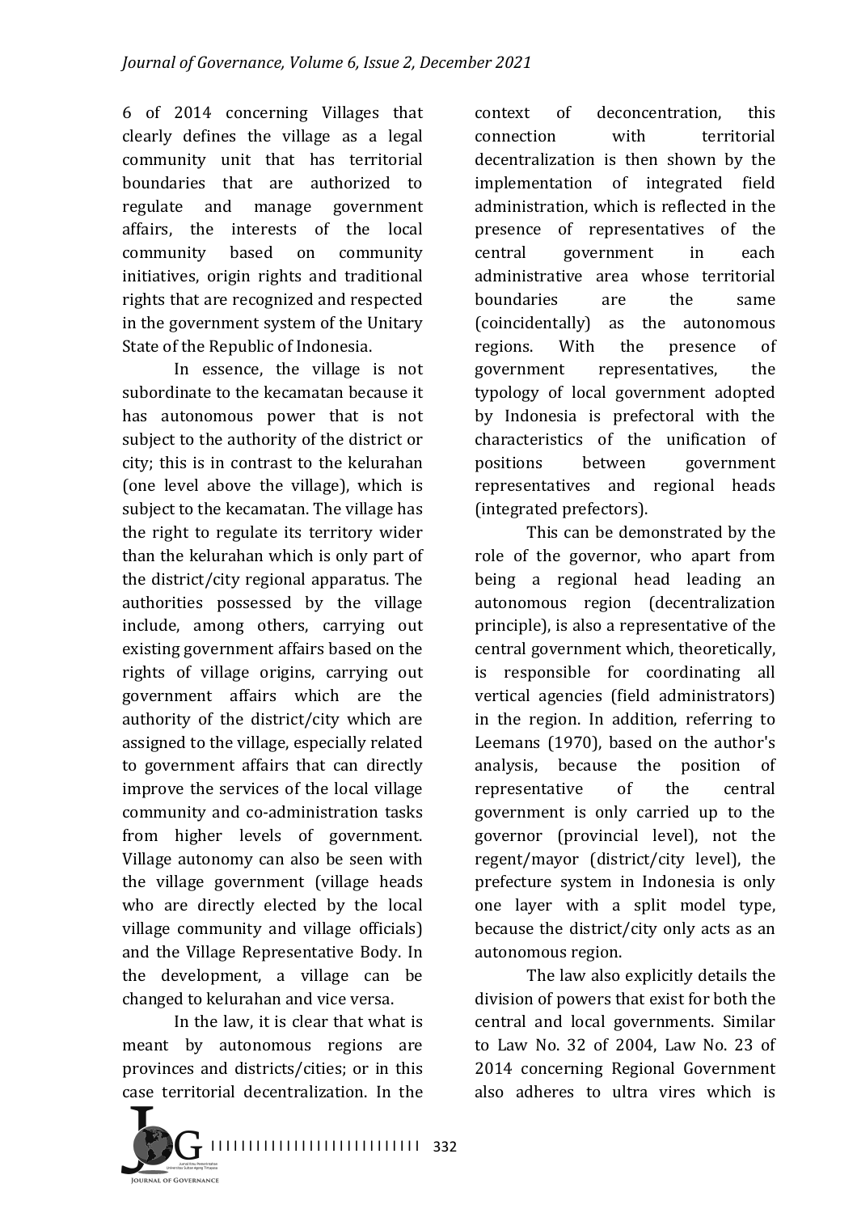6 of 2014 concerning Villages that clearly defines the village as a legal community unit that has territorial boundaries that are authorized to regulate and manage government affairs, the interests of the local community based on community initiatives, origin rights and traditional rights that are recognized and respected in the government system of the Unitary State of the Republic of Indonesia.

In essence, the village is not subordinate to the kecamatan because it has autonomous power that is not subject to the authority of the district or city; this is in contrast to the kelurahan (one level above the village), which is subject to the kecamatan. The village has the right to regulate its territory wider than the kelurahan which is only part of the district/city regional apparatus. The authorities possessed by the village include, among others, carrying out existing government affairs based on the rights of village origins, carrying out government affairs which are the authority of the district/city which are assigned to the village, especially related to government affairs that can directly improve the services of the local village community and co-administration tasks from higher levels of government. Village autonomy can also be seen with the village government (village heads who are directly elected by the local village community and village officials) and the Village Representative Body. In the development, a village can be changed to kelurahan and vice versa.

In the law, it is clear that what is meant by autonomous regions are provinces and districts/cities; or in this case territorial decentralization. In the context of deconcentration, this connection with territorial decentralization is then shown by the implementation of integrated field administration, which is reflected in the presence of representatives of the central government in each administrative area whose territorial boundaries are the same (coincidentally) as the autonomous regions. With the presence of government representatives, the typology of local government adopted by Indonesia is prefectoral with the characteristics of the unification of positions between government representatives and regional heads (integrated prefectors).

This can be demonstrated by the role of the governor, who apart from being a regional head leading an autonomous region (decentralization principle), is also a representative of the central government which, theoretically, is responsible for coordinating all vertical agencies (field administrators) in the region. In addition, referring to Leemans (1970), based on the author's analysis, because the position of representative of the central government is only carried up to the governor (provincial level), not the regent/mayor (district/city level), the prefecture system in Indonesia is only one layer with a split model type, because the district/city only acts as an autonomous region.

The law also explicitly details the division of powers that exist for both the central and local governments. Similar to Law No. 32 of 2004, Law No. 23 of 2014 concerning Regional Government also adheres to ultra vires which is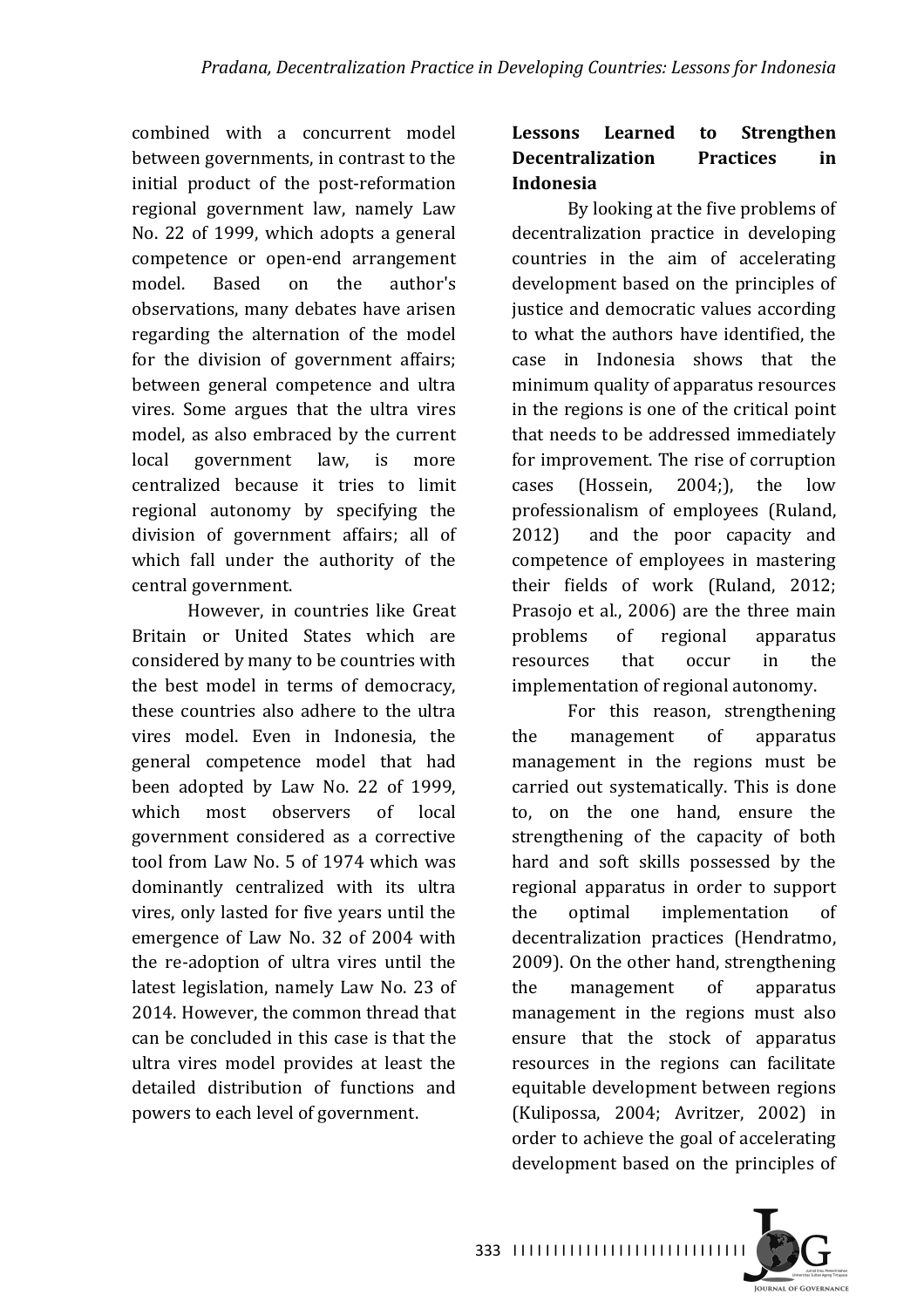combined with a concurrent model between governments, in contrast to the initial product of the post-reformation regional government law, namely Law No. 22 of 1999, which adopts a general competence or open-end arrangement model. Based on the author's observations, many debates have arisen regarding the alternation of the model for the division of government affairs; between general competence and ultra vires. Some argues that the ultra vires model, as also embraced by the current local government law, is more centralized because it tries to limit regional autonomy by specifying the division of government affairs; all of which fall under the authority of the central government.

However, in countries like Great Britain or United States which are considered by many to be countries with the best model in terms of democracy, these countries also adhere to the ultra vires model. Even in Indonesia, the general competence model that had been adopted by Law No. 22 of 1999, which most observers of local government considered as a corrective tool from Law No. 5 of 1974 which was dominantly centralized with its ultra vires, only lasted for five years until the emergence of Law No. 32 of 2004 with the re-adoption of ultra vires until the latest legislation, namely Law No. 23 of 2014. However, the common thread that can be concluded in this case is that the ultra vires model provides at least the detailed distribution of functions and powers to each level of government.

## Lessons Learned to Strengthen Decentralization Practices in Indonesia

By looking at the five problems of decentralization practice in developing countries in the aim of accelerating development based on the principles of justice and democratic values according to what the authors have identified, the case in Indonesia shows that the minimum quality of apparatus resources in the regions is one of the critical point that needs to be addressed immediately for improvement. The rise of corruption cases (Hossein, 2004;), the low professionalism of employees (Ruland, 2012) and the poor capacity and competence of employees in mastering their fields of work (Ruland, 2012; Prasojo et al., 2006) are the three main problems of regional apparatus resources that occur in the implementation of regional autonomy.

For this reason, strengthening the management of apparatus management in the regions must be carried out systematically. This is done to, on the one hand, ensure the strengthening of the capacity of both hard and soft skills possessed by the regional apparatus in order to support the optimal implementation of decentralization practices (Hendratmo, 2009). On the other hand, strengthening the management of apparatus management in the regions must also ensure that the stock of apparatus resources in the regions can facilitate equitable development between regions (Kulipossa, 2004; Avritzer, 2002) in order to achieve the goal of accelerating development based on the principles of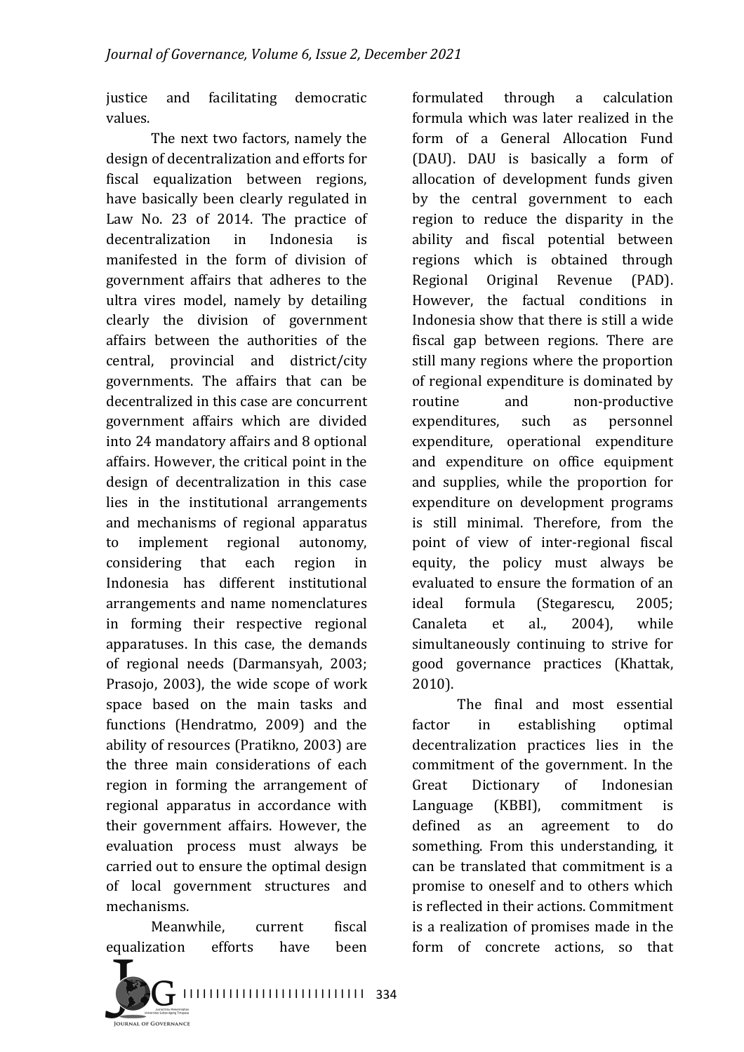justice and facilitating democratic values.

The next two factors, namely the design of decentralization and efforts for fiscal equalization between regions, have basically been clearly regulated in Law No. 23 of 2014. The practice of decentralization in Indonesia is manifested in the form of division of government affairs that adheres to the ultra vires model, namely by detailing clearly the division of government affairs between the authorities of the central, provincial and district/city governments. The affairs that can be decentralized in this case are concurrent government affairs which are divided into 24 mandatory affairs and 8 optional affairs. However, the critical point in the design of decentralization in this case lies in the institutional arrangements and mechanisms of regional apparatus to implement regional autonomy, considering that each region in Indonesia has different institutional arrangements and name nomenclatures in forming their respective regional apparatuses. In this case, the demands of regional needs (Darmansyah, 2003; Prasojo, 2003), the wide scope of work space based on the main tasks and functions (Hendratmo, 2009) and the ability of resources (Pratikno, 2003) are the three main considerations of each region in forming the arrangement of regional apparatus in accordance with their government affairs. However, the evaluation process must always be carried out to ensure the optimal design of local government structures and mechanisms.

Meanwhile, current fiscal equalization efforts have been formulated through a calculation formula which was later realized in the form of a General Allocation Fund (DAU). DAU is basically a form of allocation of development funds given by the central government to each region to reduce the disparity in the ability and fiscal potential between regions which is obtained through Regional Original Revenue (PAD). However, the factual conditions in Indonesia show that there is still a wide fiscal gap between regions. There are still many regions where the proportion of regional expenditure is dominated by routine and non-productive expenditures, such as personnel expenditure, operational expenditure and expenditure on office equipment and supplies, while the proportion for expenditure on development programs is still minimal. Therefore, from the point of view of inter-regional fiscal equity, the policy must always be evaluated to ensure the formation of an ideal formula (Stegarescu, 2005; Canaleta et al., 2004), while simultaneously continuing to strive for good governance practices (Khattak, 2010).

The final and most essential factor in establishing optimal decentralization practices lies in the commitment of the government. In the Great Dictionary of Indonesian Language (KBBI), commitment is defined as an agreement to do something. From this understanding, it can be translated that commitment is a promise to oneself and to others which is reflected in their actions. Commitment is a realization of promises made in the form of concrete actions, so that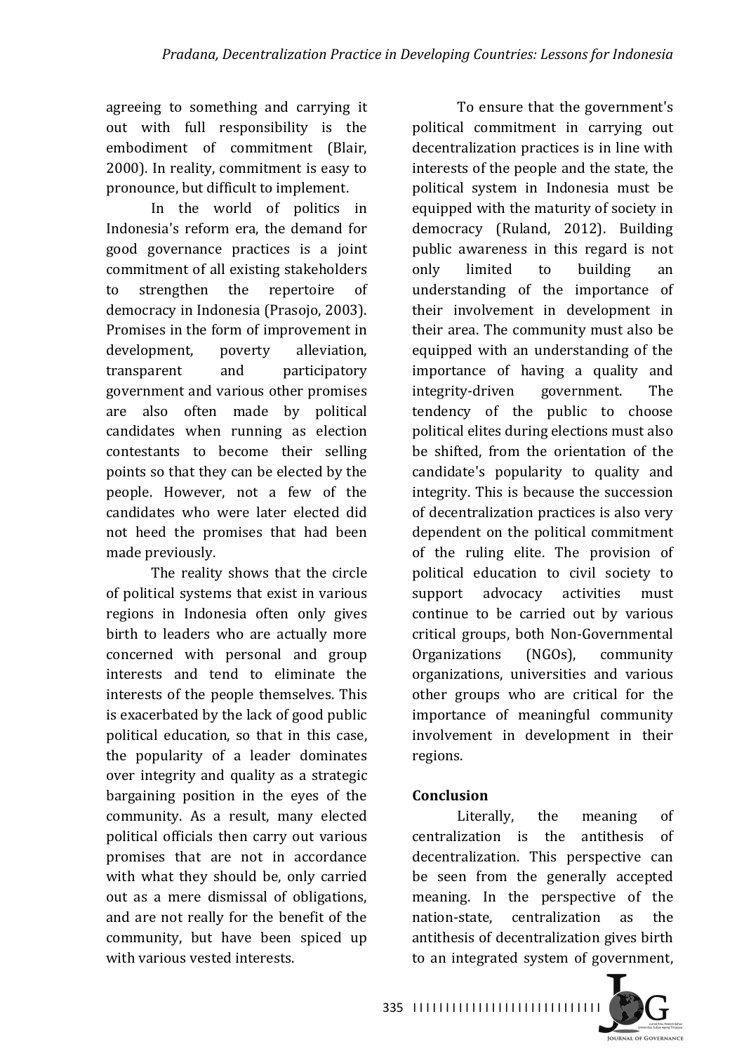agreeing to something and carrying it out with full responsibility is the embodiment of commitment (Blair, 2000). In reality, commitment is easy to pronounce, but difficult to implement.

In the world of politics in Indonesia's reform era, the demand for good governance practices is a joint commitment of all existing stakeholders to strengthen the repertoire of democracy in Indonesia (Prasojo, 2003). Promises in the form of improvement in development, poverty alleviation, transparent and participatory government and various other promises are also often made by political candidates when running as election contestants to become their selling points so that they can be elected by the people. However, not a few of the candidates who were later elected did not heed the promises that had been made previously.

The reality shows that the circle of political systems that exist in various regions in Indonesia often only gives birth to leaders who are actually more concerned with personal and group interests and tend to eliminate the interests of the people themselves. This is exacerbated by the lack of good public political education, so that in this case, the popularity of a leader dominates over integrity and quality as a strategic bargaining position in the eyes of the community. As a result, many elected political officials then carry out various promises that are not in accordance with what they should be, only carried out as a mere dismissal of obligations, and are not really for the benefit of the community, but have been spiced up with various vested interests.

To ensure that the government's political commitment in carrying out decentralization practices is in line with interests of the people and the state, the political system in Indonesia must be equipped with the maturity of society in democracy (Ruland, 2012). Building public awareness in this regard is not only limited to building an understanding of the importance of their involvement in development in their area. The community must also be equipped with an understanding of the importance of having a quality and integrity-driven government. The tendency of the public to choose political elites during elections must also be shifted, from the orientation of the candidate's popularity to quality and integrity. This is because the succession of decentralization practices is also very dependent on the political commitment of the ruling elite. The provision of political education to civil society to support advocacy activities must continue to be carried out by various critical groups, both Non-Governmental Organizations (NGOs), community organizations, universities and various other groups who are critical for the importance of meaningful community involvement in development in their regions.

## Conclusion

Literally, the meaning of centralization is the antithesis of decentralization. This perspective can be seen from the generally accepted meaning. In the perspective of the nation-state, centralization as the antithesis of decentralization gives birth to an integrated system of government,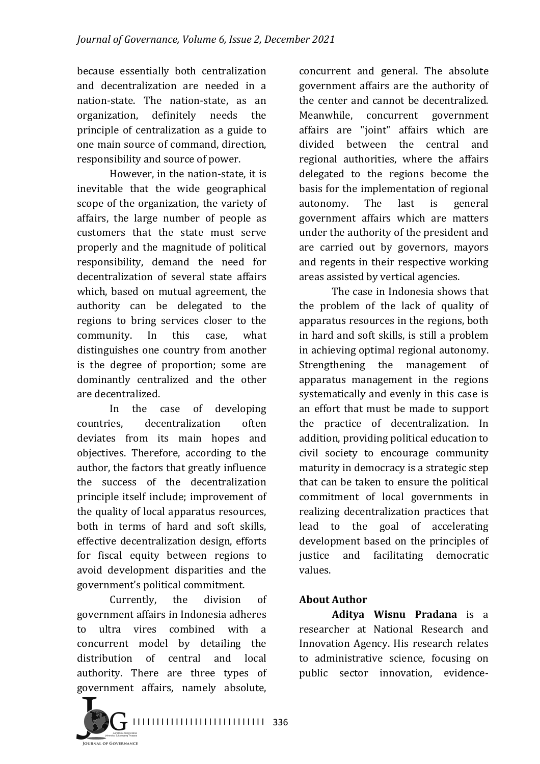because essentially both centralization and decentralization are needed in a nation-state. The nation-state, as an organization, definitely needs the principle of centralization as a guide to one main source of command, direction, responsibility and source of power.

However, in the nation-state, it is inevitable that the wide geographical scope of the organization, the variety of affairs, the large number of people as customers that the state must serve properly and the magnitude of political responsibility, demand the need for decentralization of several state affairs which, based on mutual agreement, the authority can be delegated to the regions to bring services closer to the community. In this case, what distinguishes one country from another is the degree of proportion; some are dominantly centralized and the other are decentralized.

In the case of developing countries, decentralization often deviates from its main hopes and objectives. Therefore, according to the author, the factors that greatly influence the success of the decentralization principle itself include; improvement of the quality of local apparatus resources, both in terms of hard and soft skills, effective decentralization design, efforts for fiscal equity between regions to avoid development disparities and the government's political commitment.

Currently, the division of government affairs in Indonesia adheres to ultra vires combined with a concurrent model by detailing the distribution of central and local authority. There are three types of government affairs, namely absolute, concurrent and general. The absolute government affairs are the authority of the center and cannot be decentralized. Meanwhile, concurrent government affairs are "joint" affairs which are divided between the central and regional authorities, where the affairs delegated to the regions become the basis for the implementation of regional autonomy. The last is general government affairs which are matters under the authority of the president and are carried out by governors, mayors and regents in their respective working areas assisted by vertical agencies.

The case in Indonesia shows that the problem of the lack of quality of apparatus resources in the regions, both in hard and soft skills, is still a problem in achieving optimal regional autonomy. Strengthening the management of apparatus management in the regions systematically and evenly in this case is an effort that must be made to support the practice of decentralization. In addition, providing political education to civil society to encourage community maturity in democracy is a strategic step that can be taken to ensure the political commitment of local governments in realizing decentralization practices that lead to the goal of accelerating development based on the principles of justice and facilitating democratic values.

## About Author

**Aditya Wisnu Pradana** is a researcher at National Research and Innovation Agency. His research relates to administrative science, focusing on public sector innovation, evidence-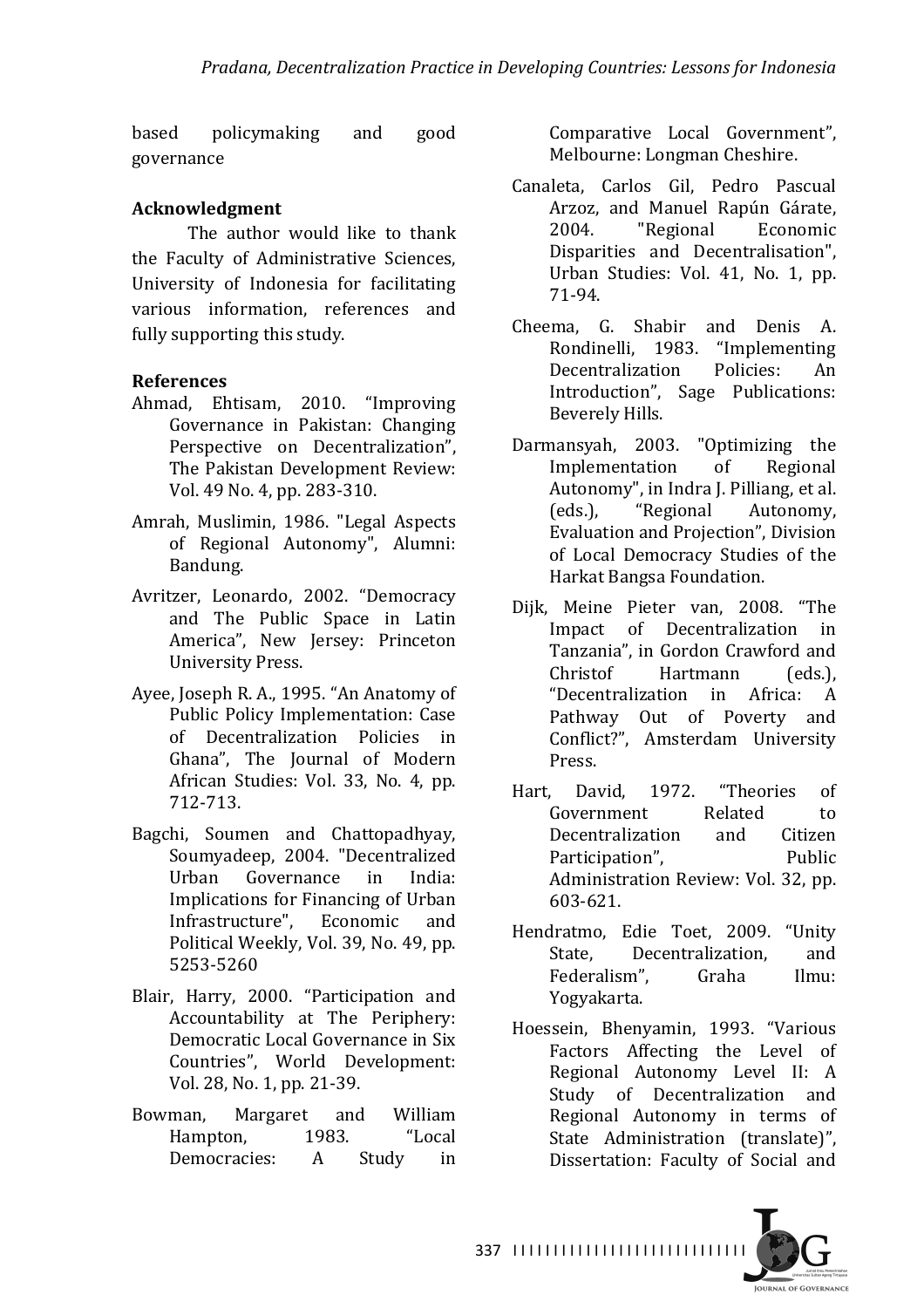based policymaking and good governance

## Acknowledgment

The author would like to thank the Faculty of Administrative Sciences, University of Indonesia for facilitating various information, references and fully supporting this study.

## References

Ahmad, Ehtisam, 2010. "Improving Governance in Pakistan: Changing Perspective on Decentralization", The Pakistan Development Review: Vol. 49 No. 4, pp. 283-310.

Amrah, Muslimin, 1986. "Legal Aspects of Regional Autonomy", Alumni: Bandung.

Avritzer, Leonardo, 2002. "Democracy and The Public Space in Latin America", New Jersey: Princeton University Press.

Ayee, Joseph R. A., 1995. "An Anatomy of Public Policy Implementation: Case of Decentralization Policies in Ghana", The Journal of Modern African Studies: Vol. 33, No. 4, pp. 712-713.

Bagchi, Soumen and Chattopadhyay, Soumyadeep, 2004. "Decentralized Urban Governance in India: Implications for Financing of Urban Infrastructure", Economic and Political Weekly, Vol. 39, No. 49, pp. 5253-5260

Blair, Harry, 2000. "Participation and Accountability at The Periphery: Democratic Local Governance in Six Countries", World Development: Vol. 28, No. 1, pp. 21-39.

Bowman, Margaret and William Hampton, 1983. "Local Democracies: A Study in Comparative Local Government", Melbourne: Longman Cheshire.

Canaleta, Carlos Gil, Pedro Pascual Arzoz, and Manuel Rapún Gárate, 2004. "Regional Economic Disparities and Decentralisation", Urban Studies: Vol. 41, No. 1, pp. 71-94.

Cheema, G. Shabir and Denis A. Rondinelli, 1983. "Implementing Decentralization Policies: An Introduction", Sage Publications: Beverely Hills.

Darmansyah, 2003. "Optimizing the Implementation of Regional Autonomy", in Indra J. Pilliang, et al. (eds.), "Regional Autonomy, Evaluation and Projection", Division of Local Democracy Studies of the Harkat Bangsa Foundation.

Dijk, Meine Pieter van, 2008. "The Impact of Decentralization in Tanzania", in Gordon Crawford and Christof Hartmann (eds.), "Decentralization in Africa: A Pathway Out of Poverty and Conflict?", Amsterdam University Press.

Hart, David, 1972. "Theories of Government Related to Decentralization and Citizen Participation", Public Administration Review: Vol. 32, pp. 603-621.

Hendratmo, Edie Toet, 2009. "Unity State, Decentralization, and Federalism", Graha Ilmu: Yogyakarta.

Hoessein, Bhenyamin, 1993. "Various Factors Affecting the Level of Regional Autonomy Level II: A Study of Decentralization and Regional Autonomy in terms of State Administration (translate)", Dissertation: Faculty of Social and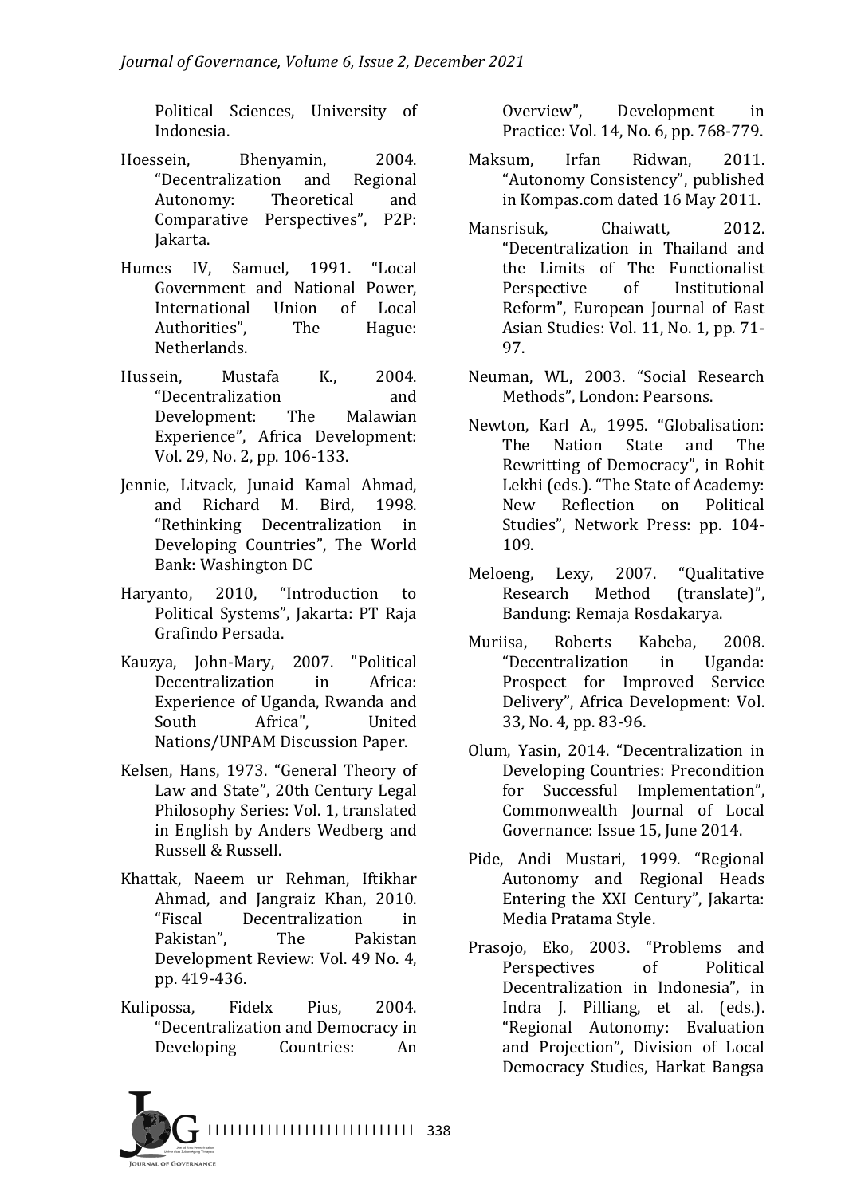Political Sciences, University of Indonesia.

Hoessein, Bhenyamin, 2004. "Decentralization and Regional Autonomy: Theoretical and Comparative Perspectives", P2P: Jakarta.

Humes IV, Samuel, 1991. "Local Government and National Power, International Union of Local Authorities", The Hague: Netherlands.

Hussein, Mustafa K., 2004. "Decentralization and Development: The Malawian Experience", Africa Development: Vol. 29, No. 2, pp. 106-133.

Jennie, Litvack, Junaid Kamal Ahmad, and Richard M. Bird, 1998. "Rethinking Decentralization in Developing Countries", The World Bank: Washington DC

Haryanto, 2010, "Introduction to Political Systems", Jakarta: PT Raja Grafindo Persada.

Kauzya, John-Mary, 2007. "Political Decentralization in Africa: Experience of Uganda, Rwanda and South Africa", United Nations/UNPAM Discussion Paper.

Kelsen, Hans, 1973. "General Theory of Law and State", 20th Century Legal Philosophy Series: Vol. 1, translated in English by Anders Wedberg and Russell & Russell.

Khattak, Naeem ur Rehman, Iftikhar Ahmad, and Jangraiz Khan, 2010. "Fiscal Decentralization in Pakistan", The Pakistan Development Review: Vol. 49 No. 4, pp. 419-436.

Kulipossa, Fidelx Pius, 2004. "Decentralization and Democracy in Developing Countries: An Overview", Development in Practice: Vol. 14, No. 6, pp. 768-779.

Maksum, Irfan Ridwan, 2011. "Autonomy Consistency", published in Kompas.com dated 16 May 2011.

Mansrisuk, Chaiwatt, 2012. "Decentralization in Thailand and the Limits of The Functionalist Perspective of Institutional Reform", European Journal of East Asian Studies: Vol. 11, No. 1, pp. 71-97.

Neuman, WL, 2003. "Social Research Methods", London: Pearsons.

Newton, Karl A., 1995. "Globalisation: The Nation State and The Rewritting of Democracy", in Rohit Lekhi (eds.). "The State of Academy: New Reflection on Political Studies", Network Press: pp. 104-109.

Meloeng, Lexy, 2007. "Qualitative Research Method (translate)", Bandung: Remaja Rosdakarya.

Muriisa, Roberts Kabeba, 2008. "Decentralization in Uganda: Prospect for Improved Service Delivery", Africa Development: Vol. 33, No. 4, pp. 83-96.

Olum, Yasin, 2014. "Decentralization in Developing Countries: Precondition for Successful Implementation", Commonwealth Journal of Local Governance: Issue 15, June 2014.

Pide, Andi Mustari, 1999. "Regional Autonomy and Regional Heads Entering the XXI Century", Jakarta: Media Pratama Style.

Prasojo, Eko, 2003. "Problems and Perspectives of Political Decentralization in Indonesia", in Indra J. Pilliang, et al. (eds.). "Regional Autonomy: Evaluation and Projection", Division of Local Democracy Studies, Harkat Bangsa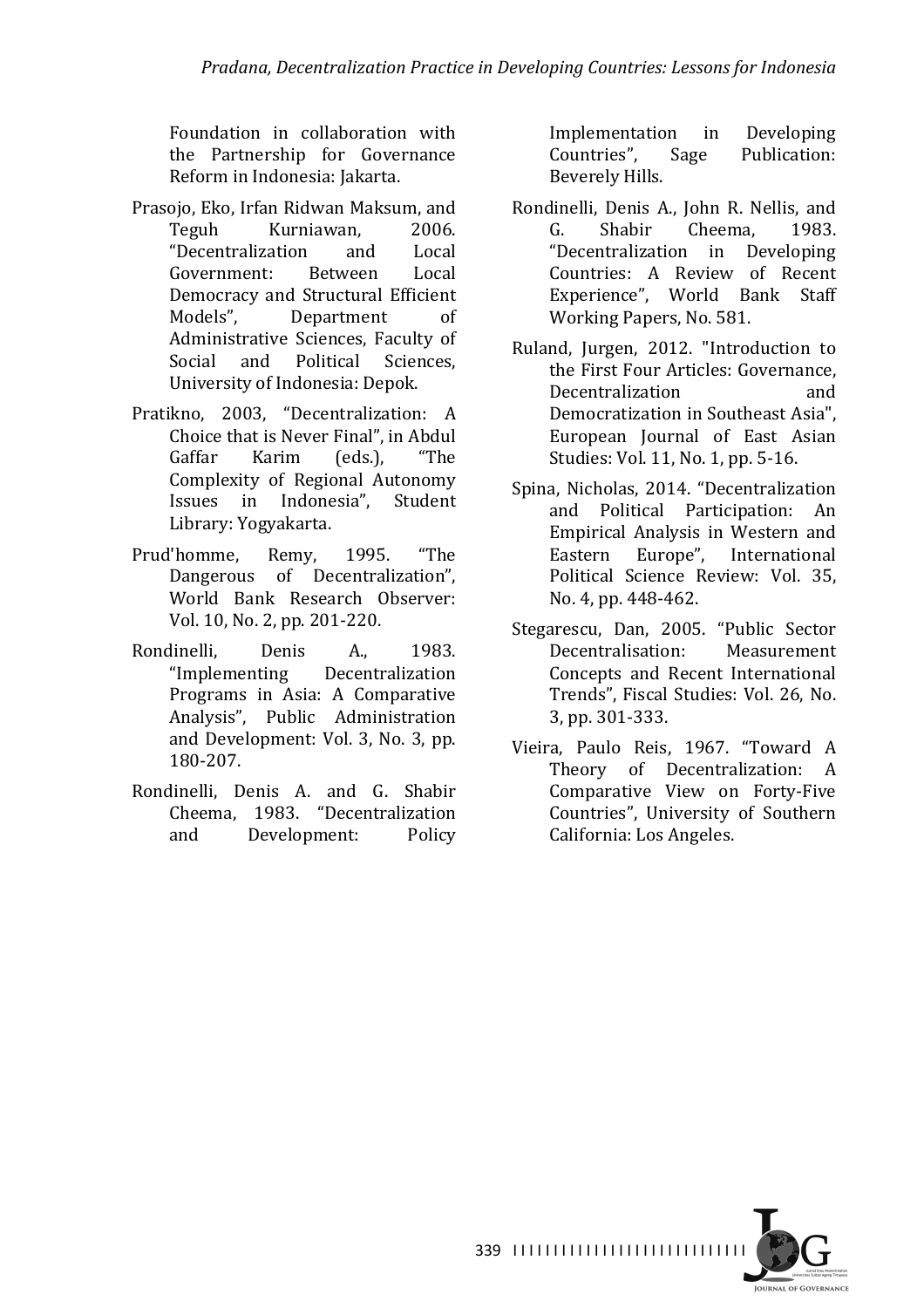Foundation in collaboration with the Partnership for Governance Reform in Indonesia: Jakarta.

Prasojo, Eko, Irfan Ridwan Maksum, and Teguh Kurniawan, 2006. "Decentralization and Local Government: Between Local Democracy and Structural Efficient Models", Department of Administrative Sciences, Faculty of Social and Political Sciences, University of Indonesia: Depok.

Pratikno, 2003, "Decentralization: A Choice that is Never Final", in Abdul Gaffar Karim (eds.), "The Complexity of Regional Autonomy Issues in Indonesia", Student Library: Yogyakarta.

Prud'homme, Remy, 1995. "The Dangerous of Decentralization", World Bank Research Observer: Vol. 10, No. 2, pp. 201-220.

Rondinelli, Denis A., 1983. "Implementing Decentralization Programs in Asia: A Comparative Analysis", Public Administration and Development: Vol. 3, No. 3, pp. 180-207.

Rondinelli, Denis A. and G. Shabir Cheema, 1983. "Decentralization and Development: Policy Implementation in Developing Countries", Sage Publication: Beverely Hills.

Rondinelli, Denis A., John R. Nellis, and G. Shabir Cheema, 1983. "Decentralization in Developing Countries: A Review of Recent Experience", World Bank Staff Working Papers, No. 581.

Ruland, Jurgen, 2012. "Introduction to the First Four Articles: Governance, Decentralization and Democratization in Southeast Asia", European Journal of East Asian Studies: Vol. 11, No. 1, pp. 5-16.

Spina, Nicholas, 2014. "Decentralization and Political Participation: An Empirical Analysis in Western and Eastern Europe", International Political Science Review: Vol. 35, No. 4, pp. 448-462.

Stegarescu, Dan, 2005. "Public Sector Decentralisation: Measurement Concepts and Recent International Trends", Fiscal Studies: Vol. 26, No. 3, pp. 301-333.

Vieira, Paulo Reis, 1967. "Toward A Theory of Decentralization: A Comparative View on Forty-Five Countries", University of Southern California: Los Angeles.